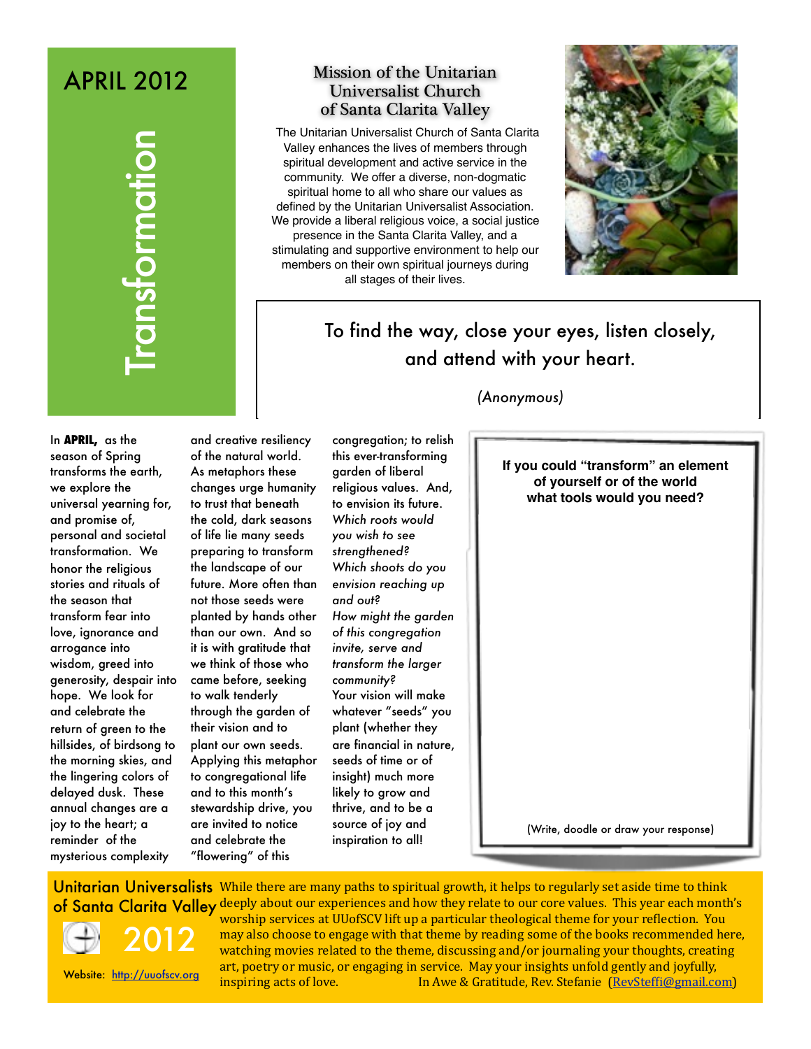# APRIL 2012

# Transformation

## Mission of the Unitarian Universalist Church of Santa Clarita Valley

The Unitarian Universalist Church of Santa Clarita Valley enhances the lives of members through spiritual development and active service in the community. We offer a diverse, non-dogmatic spiritual home to all who share our values as defined by the Unitarian Universalist Association. We provide a liberal religious voice, a social justice presence in the Santa Clarita Valley, and a stimulating and supportive environment to help our members on their own spiritual journeys during all stages of their lives.

> To find the way, close your eyes, listen closely, and attend with your heart.
>
> *(Anonymous)*

In **APRIL,** as the season of Spring transforms the earth, we explore the universal yearning for, and promise of, personal and societal transformation. We honor the religious stories and rituals of the season that transform fear into love, ignorance and arrogance into wisdom, greed into generosity, despair into hope. We look for and celebrate the return of green to the hillsides, of birdsong to the morning skies, and the lingering colors of delayed dusk. These annual changes are a joy to the heart; a reminder of the mysterious complexity and creative resiliency of the natural world. As metaphors these changes urge humanity to trust that beneath the cold, dark seasons of life lie many seeds preparing to transform the landscape of our future. More often than not those seeds were planted by hands other than our own. And so it is with gratitude that we think of those who came before, seeking to walk tenderly through the garden of their vision and to plant our own seeds. Applying this metaphor to congregational life and to this month's stewardship drive, you are invited to notice and celebrate the "flowering" of this congregation; to relish this ever-transforming garden of liberal religious values. And, to envision its future. *Which roots would you wish to see strengthened? Which shoots do you envision reaching up and out? How might the garden of this congregation invite, serve and transform the larger community?* Your vision will make whatever "seeds" you plant (whether they are financial in nature, seeds of time or of insight) much more likely to grow and thrive, and to be a source of joy and inspiration to all!

**If you could "transform" an element of yourself or of the world what tools would you need?**

(Write, doodle or draw your response)

Unitarian Universalists of Santa Clarita Valley 2012

Website: http://uuofscv.org

While there are many paths to spiritual growth, it helps to regularly set aside time to think deeply about our experiences and how they relate to our core values. This year each month's worship services at UUofSCV lift up a particular theological theme for your reflection. You may also choose to engage with that theme by reading some of the books recommended here, watching movies related to the theme, discussing and/or journaling your thoughts, creating art, poetry or music, or engaging in service. May your insights unfold gently and joyfully, inspiring acts of love. In Awe & Gratitude, Rev. Stefanie (RevSteffi@gmail.com)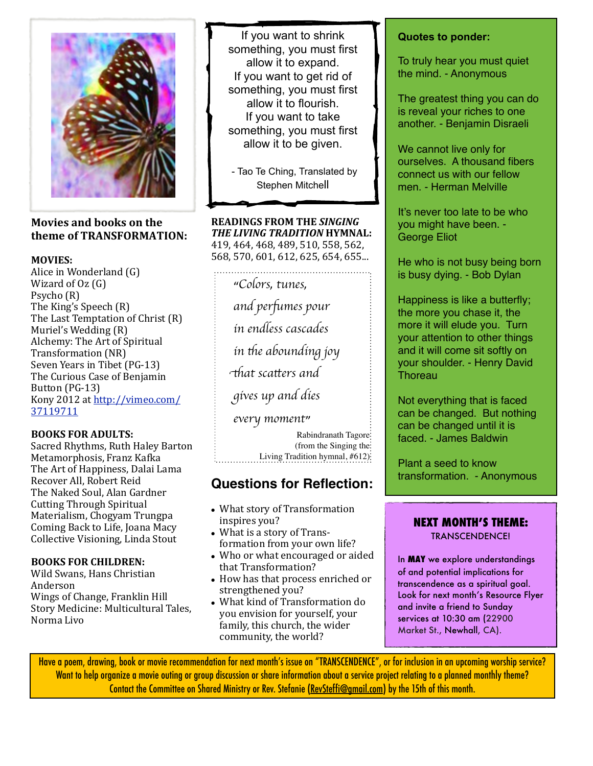## Movies and books on the theme of TRANSFORMATION:

**MOVIES:**

Alice in Wonderland (G)
Wizard of Oz (G)
Psycho (R)
The King's Speech (R)
The Last Temptation of Christ (R)
Muriel's Wedding (R)
Alchemy: The Art of Spiritual Transformation (NR)
Seven Years in Tibet (PG-13)
The Curious Case of Benjamin Button (PG-13)
Kony 2012 at http://vimeo.com/37119711

**BOOKS FOR ADULTS:**

Sacred Rhythms, Ruth Haley Barton
Metamorphosis, Franz Kafka
The Art of Happiness, Dalai Lama
Recover All, Robert Reid
The Naked Soul, Alan Gardner
Cutting Through Spiritual Materialism, Chogyam Trungpa
Coming Back to Life, Joana Macy
Collective Visioning, Linda Stout

**BOOKS FOR CHILDREN:**

Wild Swans, Hans Christian Anderson
Wings of Change, Franklin Hill
Story Medicine: Multicultural Tales, Norma Livo

If you want to shrink something, you must first allow it to expand.
If you want to get rid of something, you must first allow it to flourish.
If you want to take something, you must first allow it to be given.

- Tao Te Ching, Translated by Stephen Mitchell

**READINGS FROM THE *SINGING THE LIVING TRADITION* HYMNAL:**
419, 464, 468, 489, 510, 558, 562, 568, 570, 601, 612, 625, 654, 655...

*"Colors, tunes,*
*and perfumes pour*
*in endless cascades*
*in the abounding joy*
*that scatters and*
*gives up and dies*
*every moment"*

Rabindranath Tagore
(from the Singing the Living Tradition hymnal, #612)

## Questions for Reflection:

- What story of Transformation inspires you?
- What is a story of Transformation from your own life?
- Who or what encouraged or aided that Transformation?
- How has that process enriched or strengthened you?
- What kind of Transformation do you envision for yourself, your family, this church, the wider community, the world?

**Quotes to ponder:**

To truly hear you must quiet the mind. - Anonymous

The greatest thing you can do is reveal your riches to one another. - Benjamin Disraeli

We cannot live only for ourselves. A thousand fibers connect us with our fellow men. - Herman Melville

It's never too late to be who you might have been. - George Eliot

He who is not busy being born is busy dying. - Bob Dylan

Happiness is like a butterfly; the more you chase it, the more it will elude you. Turn your attention to other things and it will come sit softly on your shoulder. - Henry David Thoreau

Not everything that is faced can be changed. But nothing can be changed until it is faced. - James Baldwin

Plant a seed to know transformation. - Anonymous

**NEXT MONTH'S THEME:**
TRANSCENDENCE!

In **MAY** we explore understandings of and potential implications for transcendence as a spiritual goal. Look for next month's Resource Flyer and invite a friend to Sunday services at 10:30 am (22900 Market St., Newhall, CA).

Have a poem, drawing, book or movie recommendation for next month's issue on "TRANSCENDENCE", or for inclusion in an upcoming worship service? Want to help organize a movie outing or group discussion or share information about a service project relating to a planned monthly theme? Contact the Committee on Shared Ministry or Rev. Stefanie (RevSteffi@gmail.com) by the 15th of this month.